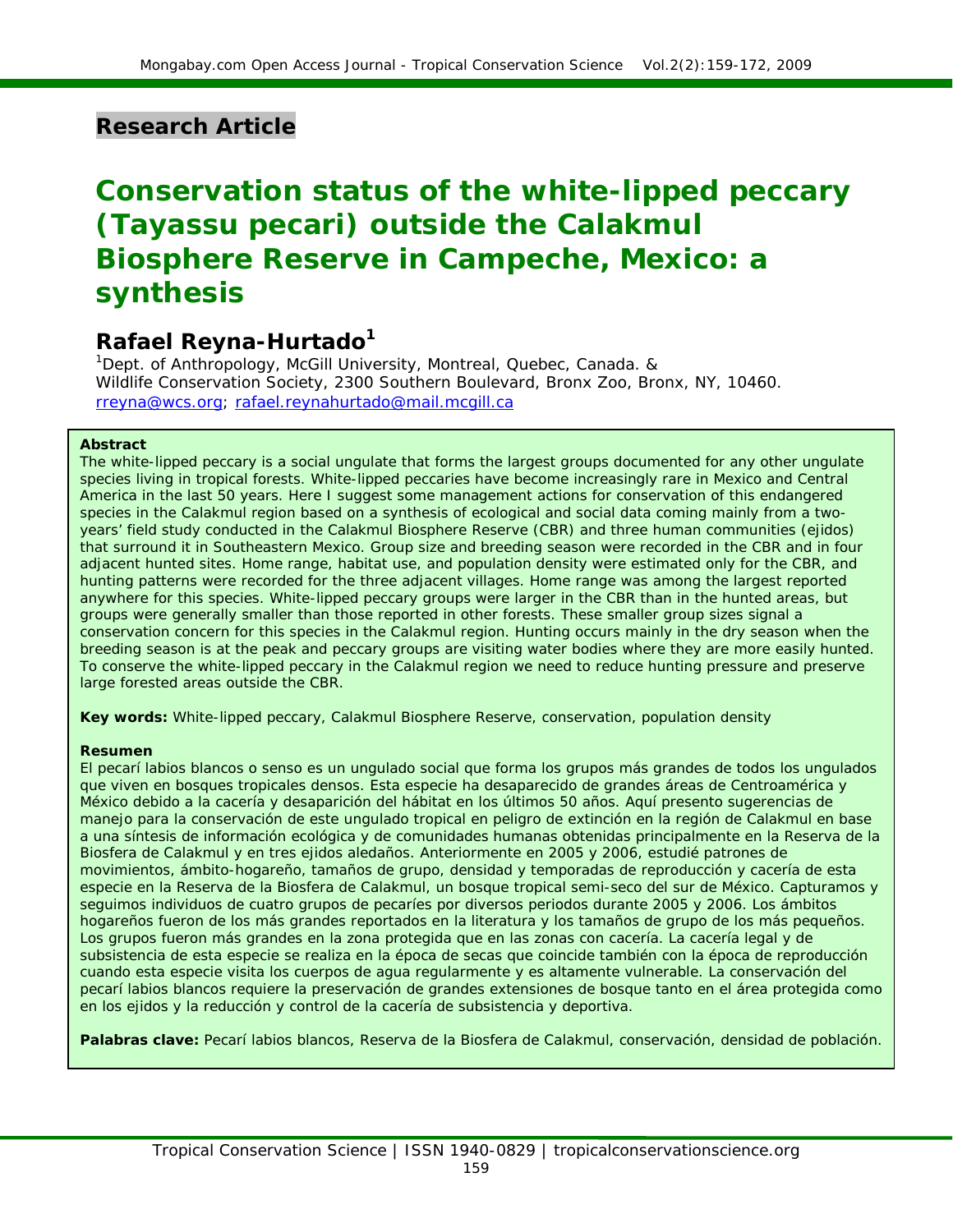**Research Article**

# Conservation status of the white-lipped peccary (Tayassu pecari) outside the Calakmul Biosphere Reserve in Campeche, Mexico: a synthesis

## Rafael Reyna-Hurtado[1]

[1]Dept. of Anthropology, McGill University, Montreal, Quebec, Canada. & Wildlife Conservation Society, 2300 Southern Boulevard, Bronx Zoo, Bronx, NY, 10460. rreyna@wcs.org; rafael.reynahurtado@mail.mcgill.ca

**Abstract**

The white-lipped peccary is a social ungulate that forms the largest groups documented for any other ungulate species living in tropical forests. White-lipped peccaries have become increasingly rare in Mexico and Central America in the last 50 years. Here I suggest some management actions for conservation of this endangered species in the Calakmul region based on a synthesis of ecological and social data coming mainly from a two-years' field study conducted in the Calakmul Biosphere Reserve (CBR) and three human communities (ejidos) that surround it in Southeastern Mexico. Group size and breeding season were recorded in the CBR and in four adjacent hunted sites. Home range, habitat use, and population density were estimated only for the CBR, and hunting patterns were recorded for the three adjacent villages. Home range was among the largest reported anywhere for this species. White-lipped peccary groups were larger in the CBR than in the hunted areas, but groups were generally smaller than those reported in other forests. These smaller group sizes signal a conservation concern for this species in the Calakmul region. Hunting occurs mainly in the dry season when the breeding season is at the peak and peccary groups are visiting water bodies where they are more easily hunted. To conserve the white-lipped peccary in the Calakmul region we need to reduce hunting pressure and preserve large forested areas outside the CBR.

**Key words:** White-lipped peccary, Calakmul Biosphere Reserve, conservation, population density

**Resumen**

El pecarí labios blancos o senso es un ungulado social que forma los grupos más grandes de todos los ungulados que viven en bosques tropicales densos. Esta especie ha desaparecido de grandes áreas de Centroamérica y México debido a la cacería y desaparición del hábitat en los últimos 50 años. Aquí presento sugerencias de manejo para la conservación de este ungulado tropical en peligro de extinción en la región de Calakmul en base a una síntesis de información ecológica y de comunidades humanas obtenidas principalmente en la Reserva de la Biosfera de Calakmul y en tres ejidos aledaños. Anteriormente en 2005 y 2006, estudié patrones de movimientos, ámbito-hogareño, tamaños de grupo, densidad y temporadas de reproducción y cacería de esta especie en la Reserva de la Biosfera de Calakmul, un bosque tropical semi-seco del sur de México. Capturamos y seguimos individuos de cuatro grupos de pecaríes por diversos periodos durante 2005 y 2006. Los ámbitos hogareños fueron de los más grandes reportados en la literatura y los tamaños de grupo de los más pequeños. Los grupos fueron más grandes en la zona protegida que en las zonas con cacería. La cacería legal y de subsistencia de esta especie se realiza en la época de secas que coincide también con la época de reproducción cuando esta especie visita los cuerpos de agua regularmente y es altamente vulnerable. La conservación del pecarí labios blancos requiere la preservación de grandes extensiones de bosque tanto en el área protegida como en los ejidos y la reducción y control de la cacería de subsistencia y deportiva.

**Palabras clave:** Pecarí labios blancos, Reserva de la Biosfera de Calakmul, conservación, densidad de población.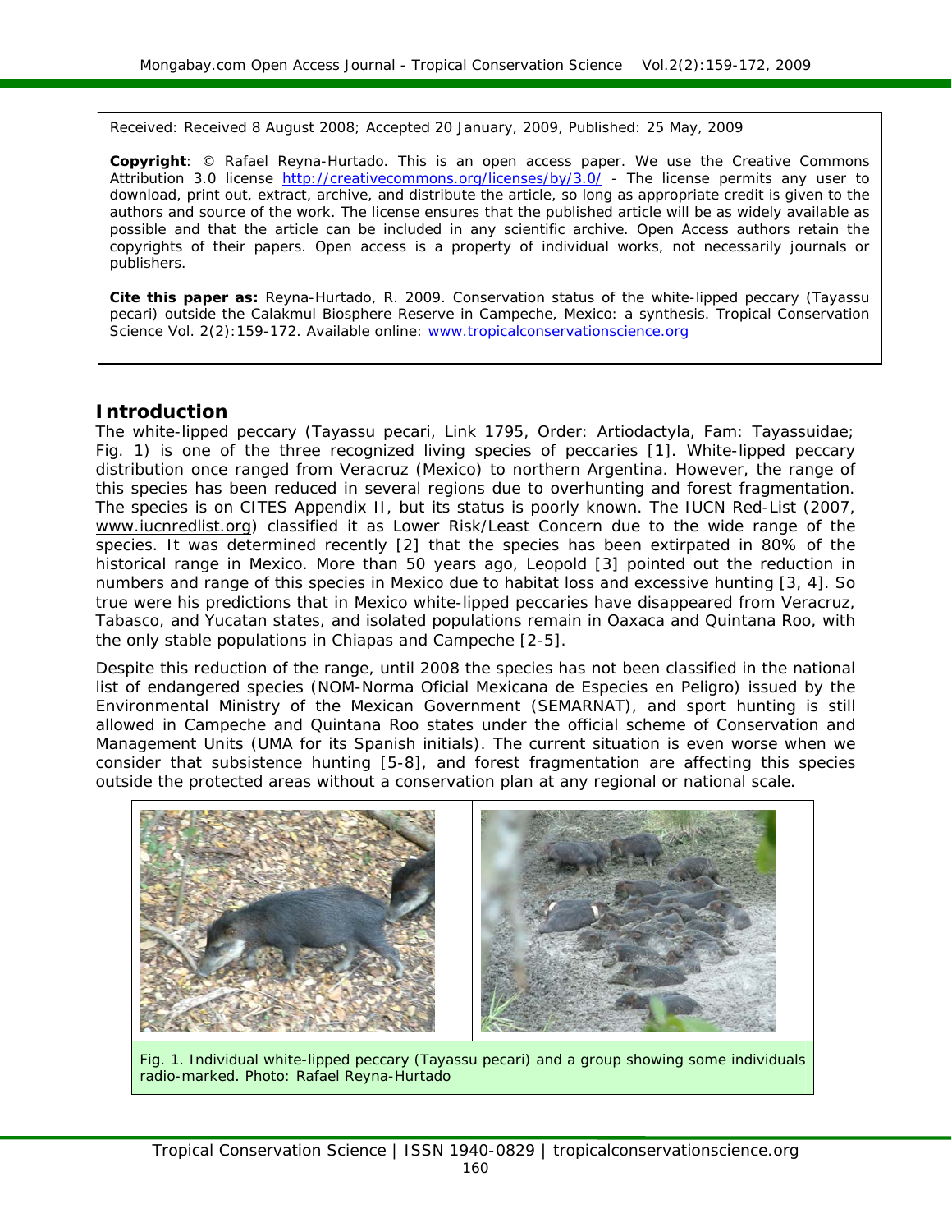Received: Received 8 August 2008; Accepted 20 January, 2009, Published: 25 May, 2009

**Copyright**: © Rafael Reyna-Hurtado. This is an open access paper. We use the Creative Commons Attribution 3.0 license http://creativecommons.org/licenses/by/3.0/ - The license permits any user to download, print out, extract, archive, and distribute the article, so long as appropriate credit is given to the authors and source of the work. The license ensures that the published article will be as widely available as possible and that the article can be included in any scientific archive. Open Access authors retain the copyrights of their papers. Open access is a property of individual works, not necessarily journals or publishers.

**Cite this paper as:** Reyna-Hurtado, R. 2009. Conservation status of the white-lipped peccary (Tayassu pecari) outside the Calakmul Biosphere Reserve in Campeche, Mexico: a synthesis. Tropical Conservation Science Vol. 2(2):159-172. Available online: www.tropicalconservationscience.org

## Introduction

The white-lipped peccary (Tayassu pecari, Link 1795, Order: Artiodactyla, Fam: Tayassuidae; Fig. 1) is one of the three recognized living species of peccaries [1]. White-lipped peccary distribution once ranged from Veracruz (Mexico) to northern Argentina. However, the range of this species has been reduced in several regions due to overhunting and forest fragmentation. The species is on CITES Appendix II, but its status is poorly known. The IUCN Red-List (2007, www.iucnredlist.org) classified it as Lower Risk/Least Concern due to the wide range of the species. It was determined recently [2] that the species has been extirpated in 80% of the historical range in Mexico. More than 50 years ago, Leopold [3] pointed out the reduction in numbers and range of this species in Mexico due to habitat loss and excessive hunting [3, 4]. So true were his predictions that in Mexico white-lipped peccaries have disappeared from Veracruz, Tabasco, and Yucatan states, and isolated populations remain in Oaxaca and Quintana Roo, with the only stable populations in Chiapas and Campeche [2-5].

Despite this reduction of the range, until 2008 the species has not been classified in the national list of endangered species (NOM-Norma Oficial Mexicana de Especies en Peligro) issued by the Environmental Ministry of the Mexican Government (SEMARNAT), and sport hunting is still allowed in Campeche and Quintana Roo states under the official scheme of Conservation and Management Units (UMA for its Spanish initials). The current situation is even worse when we consider that subsistence hunting [5-8], and forest fragmentation are affecting this species outside the protected areas without a conservation plan at any regional or national scale.

Fig. 1. Individual white-lipped peccary (Tayassu pecari) and a group showing some individuals radio-marked. Photo: Rafael Reyna-Hurtado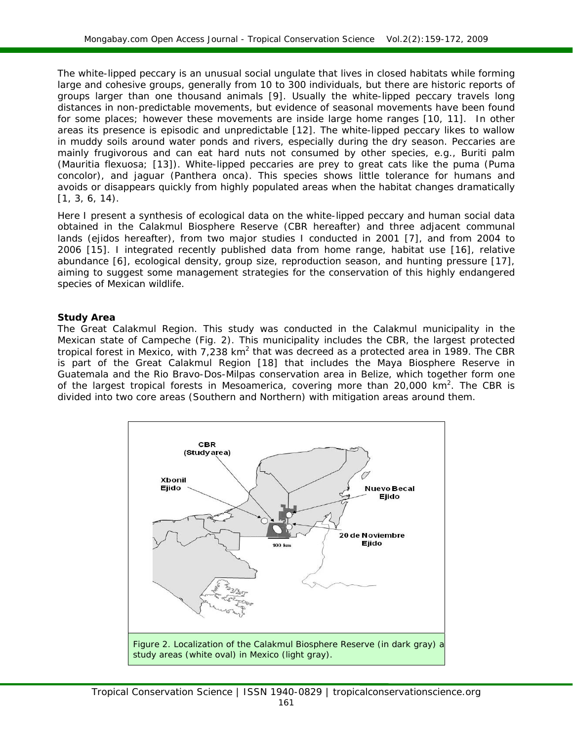The white-lipped peccary is an unusual social ungulate that lives in closed habitats while forming large and cohesive groups, generally from 10 to 300 individuals, but there are historic reports of groups larger than one thousand animals [9]. Usually the white-lipped peccary travels long distances in non-predictable movements, but evidence of seasonal movements have been found for some places; however these movements are inside large home ranges [10, 11]. In other areas its presence is episodic and unpredictable [12]. The white-lipped peccary likes to wallow in muddy soils around water ponds and rivers, especially during the dry season. Peccaries are mainly frugivorous and can eat hard nuts not consumed by other species, e.g., Buriti palm (*Mauritia flexuosa*; [13]). White-lipped peccaries are prey to great cats like the puma (*Puma concolor*), and jaguar (*Panthera onca*). This species shows little tolerance for humans and avoids or disappears quickly from highly populated areas when the habitat changes dramatically [1, 3, 6, 14).

Here I present a synthesis of ecological data on the white-lipped peccary and human social data obtained in the Calakmul Biosphere Reserve (CBR hereafter) and three adjacent communal lands (ejidos hereafter), from two major studies I conducted in 2001 [7], and from 2004 to 2006 [15]. I integrated recently published data from home range, habitat use [16], relative abundance [6], ecological density, group size, reproduction season, and hunting pressure [17], aiming to suggest some management strategies for the conservation of this highly endangered species of Mexican wildlife.

**Study Area**

The Great Calakmul Region. This study was conducted in the Calakmul municipality in the Mexican state of Campeche (Fig. 2). This municipality includes the CBR, the largest protected tropical forest in Mexico, with 7,238 km$^2$ that was decreed as a protected area in 1989. The CBR is part of the Great Calakmul Region [18] that includes the Maya Biosphere Reserve in Guatemala and the Rio Bravo-Dos-Milpas conservation area in Belize, which together form one of the largest tropical forests in Mesoamerica, covering more than 20,000 km$^2$. The CBR is divided into two core areas (Southern and Northern) with mitigation areas around them.

Figure 2. Localization of the Calakmul Biosphere Reserve (in dark gray) a study areas (white oval) in Mexico (light gray).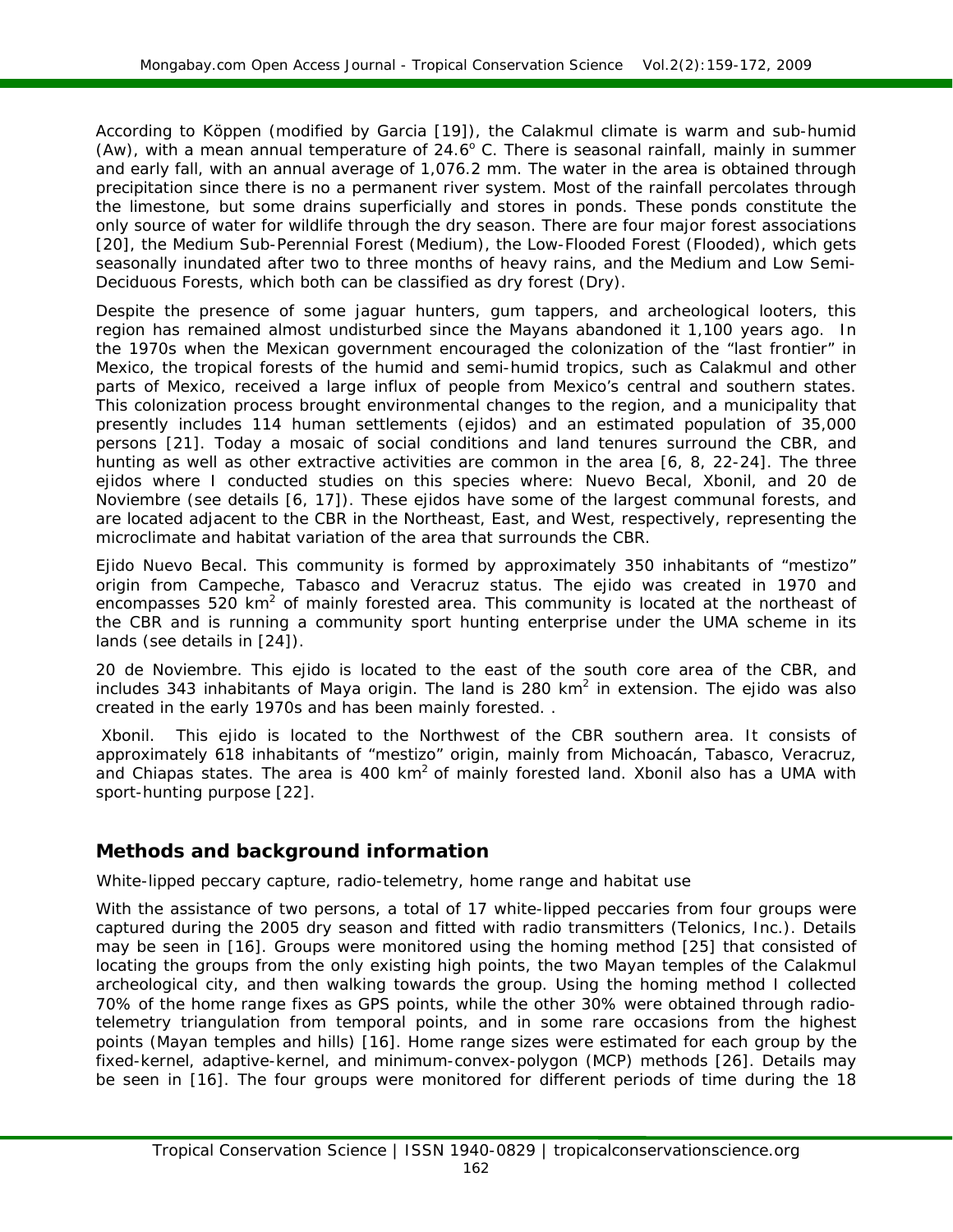According to Köppen (modified by Garcia [19]), the Calakmul climate is warm and sub-humid (Aw), with a mean annual temperature of 24.6° C. There is seasonal rainfall, mainly in summer and early fall, with an annual average of 1,076.2 mm. The water in the area is obtained through precipitation since there is no a permanent river system. Most of the rainfall percolates through the limestone, but some drains superficially and stores in ponds. These ponds constitute the only source of water for wildlife through the dry season. There are four major forest associations [20], the Medium Sub-Perennial Forest (Medium), the Low-Flooded Forest (Flooded), which gets seasonally inundated after two to three months of heavy rains, and the Medium and Low Semi-Deciduous Forests, which both can be classified as dry forest (Dry).

Despite the presence of some jaguar hunters, gum tappers, and archeological looters, this region has remained almost undisturbed since the Mayans abandoned it 1,100 years ago. In the 1970s when the Mexican government encouraged the colonization of the "last frontier" in Mexico, the tropical forests of the humid and semi-humid tropics, such as Calakmul and other parts of Mexico, received a large influx of people from Mexico's central and southern states. This colonization process brought environmental changes to the region, and a municipality that presently includes 114 human settlements (ejidos) and an estimated population of 35,000 persons [21]. Today a mosaic of social conditions and land tenures surround the CBR, and hunting as well as other extractive activities are common in the area [6, 8, 22-24]. The three ejidos where I conducted studies on this species where: Nuevo Becal, Xbonil, and 20 de Noviembre (see details [6, 17]). These ejidos have some of the largest communal forests, and are located adjacent to the CBR in the Northeast, East, and West, respectively, representing the microclimate and habitat variation of the area that surrounds the CBR.

*Ejido Nuevo Becal*. This community is formed by approximately 350 inhabitants of "mestizo" origin from Campeche, Tabasco and Veracruz status. The ejido was created in 1970 and encompasses 520 km$^2$ of mainly forested area. This community is located at the northeast of the CBR and is running a community sport hunting enterprise under the UMA scheme in its lands (see details in [24]).

*20 de Noviembre*. This ejido is located to the east of the south core area of the CBR, and includes 343 inhabitants of Maya origin. The land is 280 km$^2$ in extension. The ejido was also created in the early 1970s and has been mainly forested. .

*Xbonil*. This ejido is located to the Northwest of the CBR southern area. It consists of approximately 618 inhabitants of "mestizo" origin, mainly from Michoacán, Tabasco, Veracruz, and Chiapas states. The area is 400 km$^2$ of mainly forested land. Xbonil also has a UMA with sport-hunting purpose [22].

## Methods and background information

*White-lipped peccary capture, radio-telemetry, home range and habitat use*

With the assistance of two persons, a total of 17 white-lipped peccaries from four groups were captured during the 2005 dry season and fitted with radio transmitters (Telonics, Inc.). Details may be seen in [16]. Groups were monitored using the homing method [25] that consisted of locating the groups from the only existing high points, the two Mayan temples of the Calakmul archeological city, and then walking towards the group. Using the homing method I collected 70% of the home range fixes as GPS points, while the other 30% were obtained through radio-telemetry triangulation from temporal points, and in some rare occasions from the highest points (Mayan temples and hills) [16]. Home range sizes were estimated for each group by the fixed-kernel, adaptive-kernel, and minimum-convex-polygon (MCP) methods [26]. Details may be seen in [16]. The four groups were monitored for different periods of time during the 18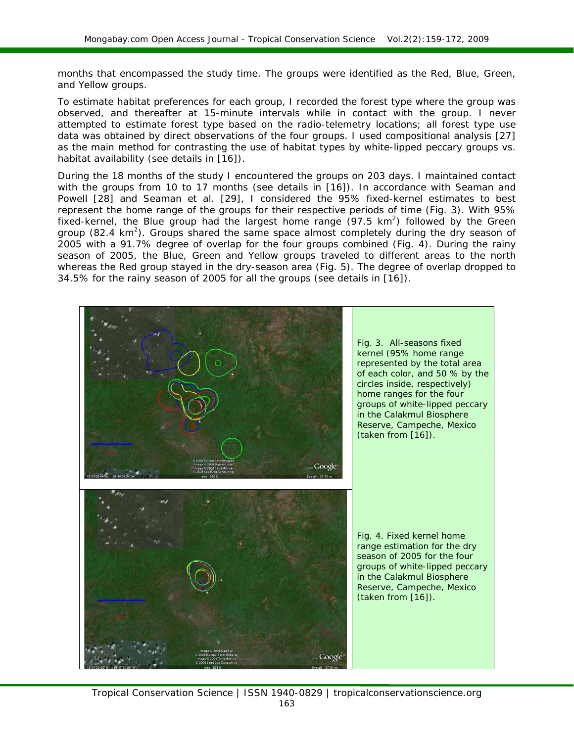months that encompassed the study time. The groups were identified as the Red, Blue, Green, and Yellow groups.

To estimate habitat preferences for each group, I recorded the forest type where the group was observed, and thereafter at 15-minute intervals while in contact with the group. I never attempted to estimate forest type based on the radio-telemetry locations; all forest type use data was obtained by direct observations of the four groups. I used compositional analysis [27] as the main method for contrasting the use of habitat types by white-lipped peccary groups vs. habitat availability (see details in [16]).

During the 18 months of the study I encountered the groups on 203 days. I maintained contact with the groups from 10 to 17 months (see details in [16]). In accordance with Seaman and Powell [28] and Seaman et al. [29], I considered the 95% fixed-kernel estimates to best represent the home range of the groups for their respective periods of time (Fig. 3). With 95% fixed-kernel, the Blue group had the largest home range (97.5 $km^2$) followed by the Green group (82.4 $km^2$). Groups shared the same space almost completely during the dry season of 2005 with a 91.7% degree of overlap for the four groups combined (Fig. 4). During the rainy season of 2005, the Blue, Green and Yellow groups traveled to different areas to the north whereas the Red group stayed in the dry-season area (Fig. 5). The degree of overlap dropped to 34.5% for the rainy season of 2005 for all the groups (see details in [16]).

Fig. 3. All-seasons fixed kernel (95% home range represented by the total area of each color, and 50 % by the circles inside, respectively) home ranges for the four groups of white-lipped peccary in the Calakmul Biosphere Reserve, Campeche, Mexico (taken from [16]).

Fig. 4. Fixed kernel home range estimation for the dry season of 2005 for the four groups of white-lipped peccary in the Calakmul Biosphere Reserve, Campeche, Mexico (taken from [16]).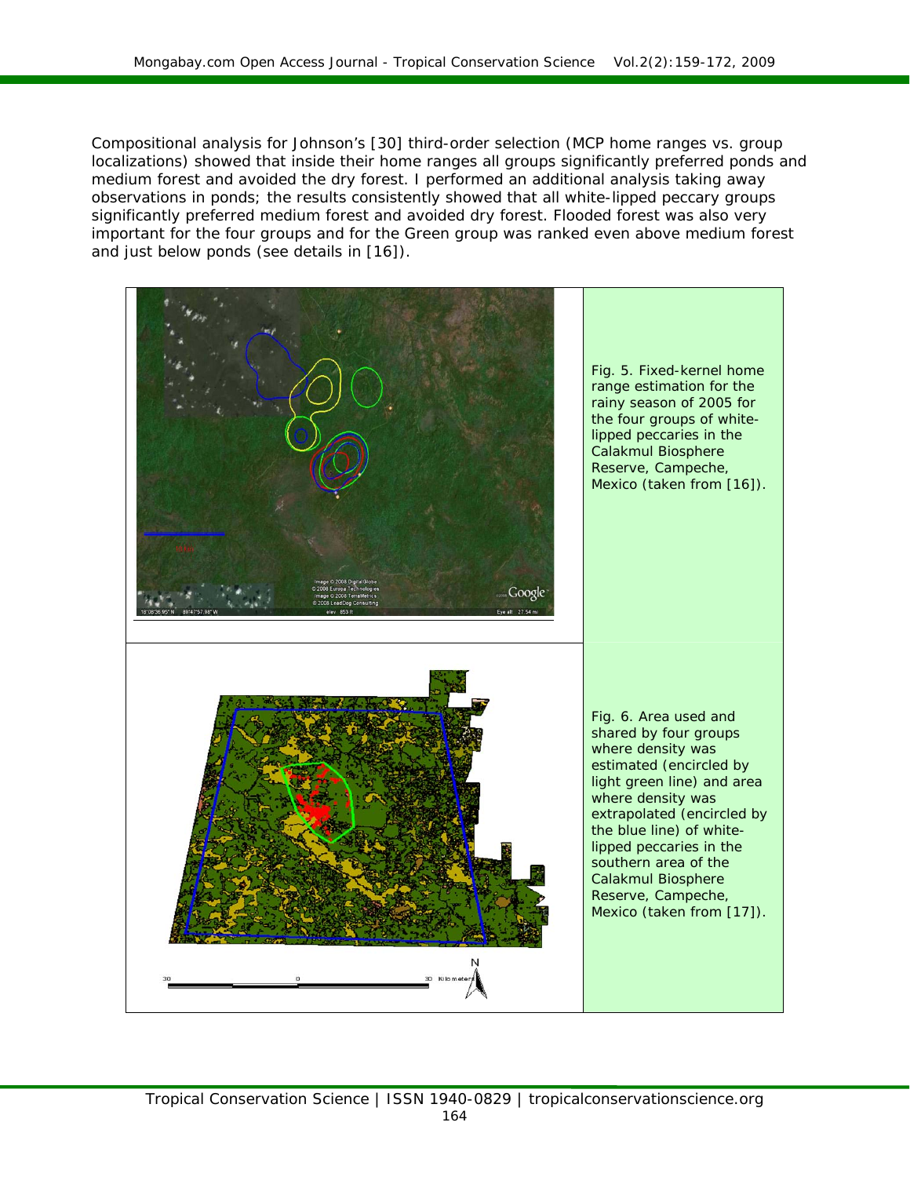Compositional analysis for Johnson's [30] third-order selection (MCP home ranges vs. group localizations) showed that inside their home ranges all groups significantly preferred ponds and medium forest and avoided the dry forest. I performed an additional analysis taking away observations in ponds; the results consistently showed that all white-lipped peccary groups significantly preferred medium forest and avoided dry forest. Flooded forest was also very important for the four groups and for the Green group was ranked even above medium forest and just below ponds (see details in [16]).

Fig. 5. Fixed-kernel home range estimation for the rainy season of 2005 for the four groups of white-lipped peccaries in the Calakmul Biosphere Reserve, Campeche, Mexico (taken from [16]).

Fig. 6. Area used and shared by four groups where density was estimated (encircled by light green line) and area where density was extrapolated (encircled by the blue line) of white-lipped peccaries in the southern area of the Calakmul Biosphere Reserve, Campeche, Mexico (taken from [17]).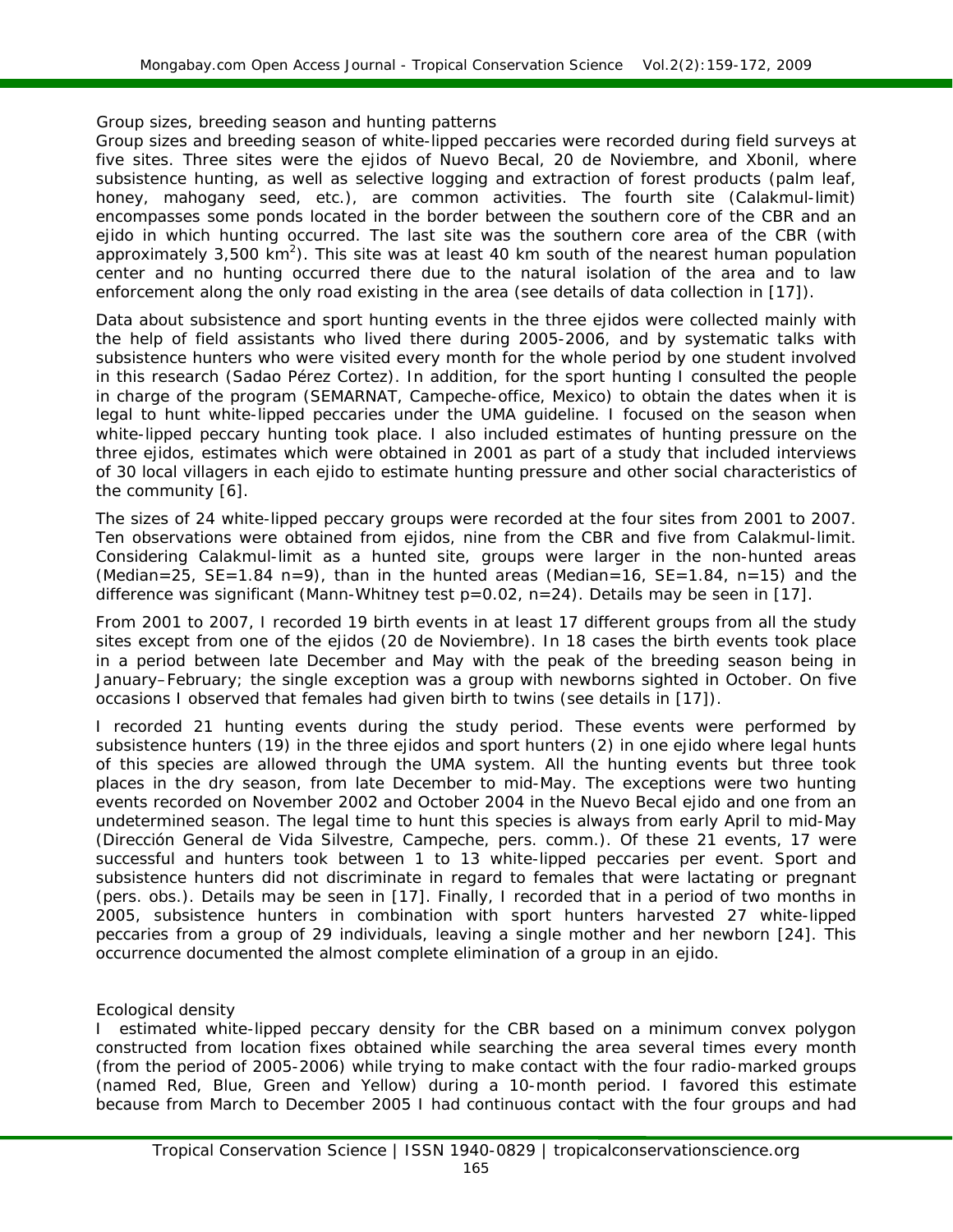### Group sizes, breeding season and hunting patterns

Group sizes and breeding season of white-lipped peccaries were recorded during field surveys at five sites. Three sites were the ejidos of Nuevo Becal, 20 de Noviembre, and Xbonil, where subsistence hunting, as well as selective logging and extraction of forest products (palm leaf, honey, mahogany seed, etc.), are common activities. The fourth site (Calakmul-limit) encompasses some ponds located in the border between the southern core of the CBR and an ejido in which hunting occurred. The last site was the southern core area of the CBR (with approximately 3,500 km$^2$). This site was at least 40 km south of the nearest human population center and no hunting occurred there due to the natural isolation of the area and to law enforcement along the only road existing in the area (see details of data collection in [17]).

Data about subsistence and sport hunting events in the three ejidos were collected mainly with the help of field assistants who lived there during 2005-2006, and by systematic talks with subsistence hunters who were visited every month for the whole period by one student involved in this research (Sadao Pérez Cortez). In addition, for the sport hunting I consulted the people in charge of the program (SEMARNAT, Campeche-office, Mexico) to obtain the dates when it is legal to hunt white-lipped peccaries under the UMA guideline. I focused on the season when white-lipped peccary hunting took place. I also included estimates of hunting pressure on the three ejidos, estimates which were obtained in 2001 as part of a study that included interviews of 30 local villagers in each ejido to estimate hunting pressure and other social characteristics of the community [6].

The sizes of 24 white-lipped peccary groups were recorded at the four sites from 2001 to 2007. Ten observations were obtained from ejidos, nine from the CBR and five from Calakmul-limit. Considering Calakmul-limit as a hunted site, groups were larger in the non-hunted areas (Median=25, SE=1.84 n=9), than in the hunted areas (Median=16, SE=1.84, n=15) and the difference was significant (Mann-Whitney test $p$=0.02, $n$=24). Details may be seen in [17].

From 2001 to 2007, I recorded 19 birth events in at least 17 different groups from all the study sites except from one of the ejidos (20 de Noviembre). In 18 cases the birth events took place in a period between late December and May with the peak of the breeding season being in January–February; the single exception was a group with newborns sighted in October. On five occasions I observed that females had given birth to twins (see details in [17]).

I recorded 21 hunting events during the study period. These events were performed by subsistence hunters (19) in the three ejidos and sport hunters (2) in one ejido where legal hunts of this species are allowed through the UMA system. All the hunting events but three took places in the dry season, from late December to mid-May. The exceptions were two hunting events recorded on November 2002 and October 2004 in the Nuevo Becal ejido and one from an undetermined season. The legal time to hunt this species is always from early April to mid-May (Dirección General de Vida Silvestre, Campeche, pers. comm.). Of these 21 events, 17 were successful and hunters took between 1 to 13 white-lipped peccaries per event. Sport and subsistence hunters did not discriminate in regard to females that were lactating or pregnant (pers. obs.). Details may be seen in [17]. Finally, I recorded that in a period of two months in 2005, subsistence hunters in combination with sport hunters harvested 27 white-lipped peccaries from a group of 29 individuals, leaving a single mother and her newborn [24]. This occurrence documented the almost complete elimination of a group in an ejido.

### Ecological density

I estimated white-lipped peccary density for the CBR based on a minimum convex polygon constructed from location fixes obtained while searching the area several times every month (from the period of 2005-2006) while trying to make contact with the four radio-marked groups (named Red, Blue, Green and Yellow) during a 10-month period. I favored this estimate because from March to December 2005 I had continuous contact with the four groups and had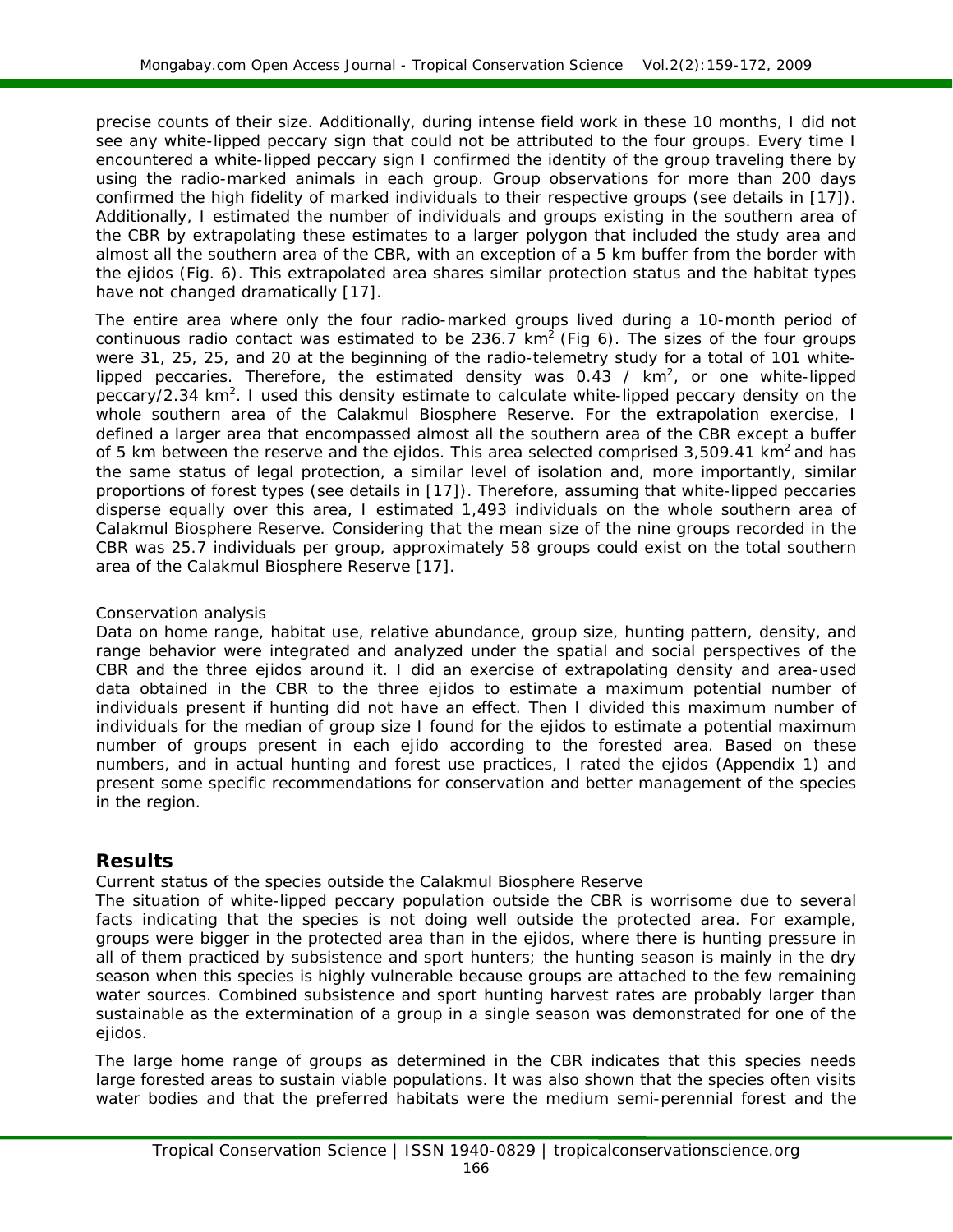precise counts of their size. Additionally, during intense field work in these 10 months, I did not see any white-lipped peccary sign that could not be attributed to the four groups. Every time I encountered a white-lipped peccary sign I confirmed the identity of the group traveling there by using the radio-marked animals in each group. Group observations for more than 200 days confirmed the high fidelity of marked individuals to their respective groups (see details in [17]). Additionally, I estimated the number of individuals and groups existing in the southern area of the CBR by extrapolating these estimates to a larger polygon that included the study area and almost all the southern area of the CBR, with an exception of a 5 km buffer from the border with the ejidos (Fig. 6). This extrapolated area shares similar protection status and the habitat types have not changed dramatically [17].

The entire area where only the four radio-marked groups lived during a 10-month period of continuous radio contact was estimated to be 236.7 km$^2$ (Fig 6). The sizes of the four groups were 31, 25, 25, and 20 at the beginning of the radio-telemetry study for a total of 101 white-lipped peccaries. Therefore, the estimated density was 0.43 / km$^2$, or one white-lipped peccary/2.34 km$^2$. I used this density estimate to calculate white-lipped peccary density on the whole southern area of the Calakmul Biosphere Reserve. For the extrapolation exercise, I defined a larger area that encompassed almost all the southern area of the CBR except a buffer of 5 km between the reserve and the ejidos. This area selected comprised 3,509.41 km$^2$ and has the same status of legal protection, a similar level of isolation and, more importantly, similar proportions of forest types (see details in [17]). Therefore, assuming that white-lipped peccaries disperse equally over this area, I estimated 1,493 individuals on the whole southern area of Calakmul Biosphere Reserve. Considering that the mean size of the nine groups recorded in the CBR was 25.7 individuals per group, approximately 58 groups could exist on the total southern area of the Calakmul Biosphere Reserve [17].

*Conservation analysis*

Data on home range, habitat use, relative abundance, group size, hunting pattern, density, and range behavior were integrated and analyzed under the spatial and social perspectives of the CBR and the three ejidos around it. I did an exercise of extrapolating density and area-used data obtained in the CBR to the three ejidos to estimate a maximum potential number of individuals present if hunting did not have an effect. Then I divided this maximum number of individuals for the median of group size I found for the ejidos to estimate a potential maximum number of groups present in each ejido according to the forested area. Based on these numbers, and in actual hunting and forest use practices, I rated the ejidos (Appendix 1) and present some specific recommendations for conservation and better management of the species in the region.

## Results

*Current status of the species outside the Calakmul Biosphere Reserve*

The situation of white-lipped peccary population outside the CBR is worrisome due to several facts indicating that the species is not doing well outside the protected area. For example, groups were bigger in the protected area than in the ejidos, where there is hunting pressure in all of them practiced by subsistence and sport hunters; the hunting season is mainly in the dry season when this species is highly vulnerable because groups are attached to the few remaining water sources. Combined subsistence and sport hunting harvest rates are probably larger than sustainable as the extermination of a group in a single season was demonstrated for one of the ejidos.

The large home range of groups as determined in the CBR indicates that this species needs large forested areas to sustain viable populations. It was also shown that the species often visits water bodies and that the preferred habitats were the medium semi-perennial forest and the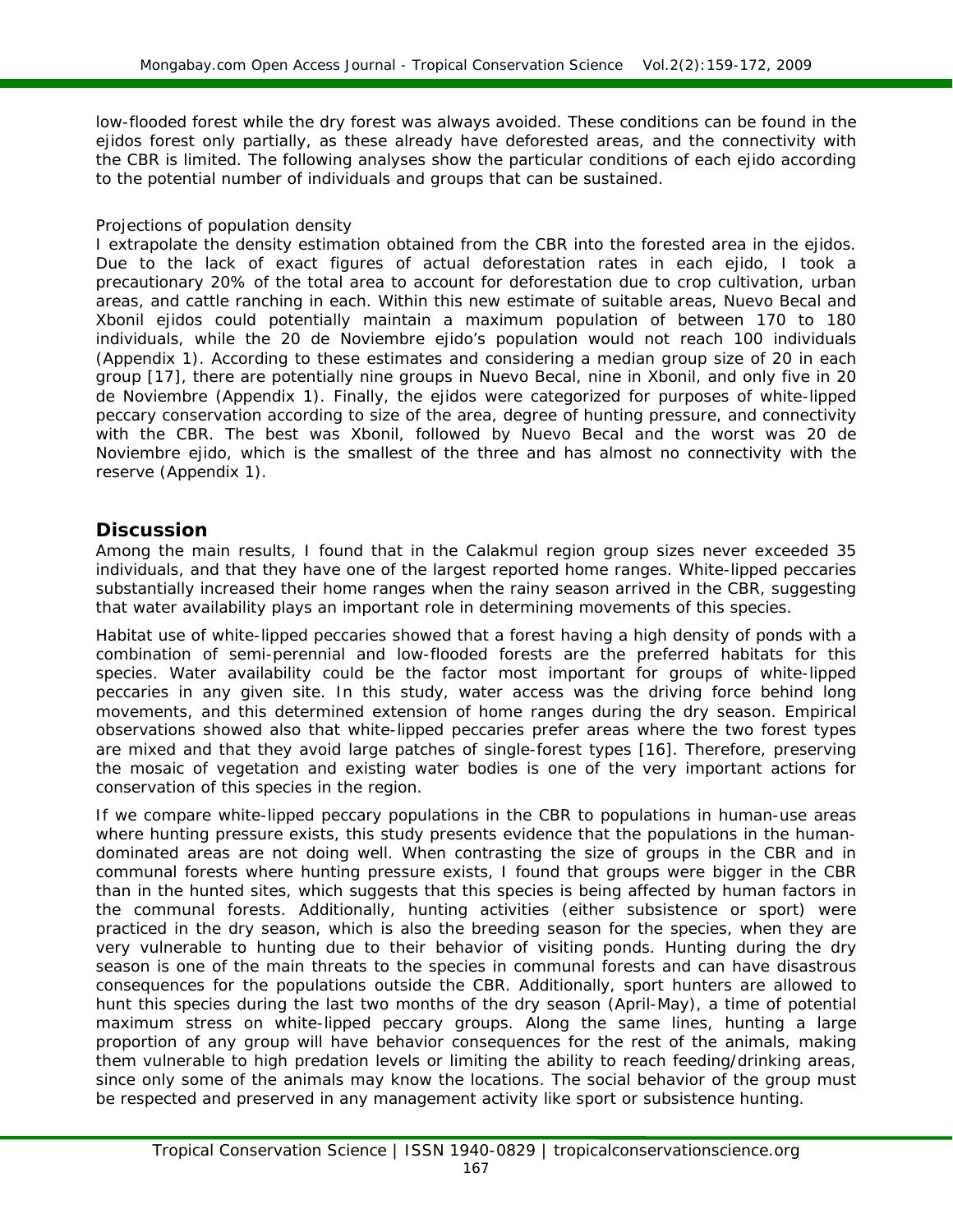low-flooded forest while the dry forest was always avoided. These conditions can be found in the ejidos forest only partially, as these already have deforested areas, and the connectivity with the CBR is limited. The following analyses show the particular conditions of each ejido according to the potential number of individuals and groups that can be sustained.

*Projections of population density*

I extrapolate the density estimation obtained from the CBR into the forested area in the ejidos. Due to the lack of exact figures of actual deforestation rates in each ejido, I took a precautionary 20% of the total area to account for deforestation due to crop cultivation, urban areas, and cattle ranching in each. Within this new estimate of suitable areas, Nuevo Becal and Xbonil ejidos could potentially maintain a maximum population of between 170 to 180 individuals, while the 20 de Noviembre ejido's population would not reach 100 individuals (Appendix 1). According to these estimates and considering a median group size of 20 in each group [17], there are potentially nine groups in Nuevo Becal, nine in Xbonil, and only five in 20 de Noviembre (Appendix 1). Finally, the ejidos were categorized for purposes of white-lipped peccary conservation according to size of the area, degree of hunting pressure, and connectivity with the CBR. The best was Xbonil, followed by Nuevo Becal and the worst was 20 de Noviembre ejido, which is the smallest of the three and has almost no connectivity with the reserve (Appendix 1).

## Discussion

Among the main results, I found that in the Calakmul region group sizes never exceeded 35 individuals, and that they have one of the largest reported home ranges. White-lipped peccaries substantially increased their home ranges when the rainy season arrived in the CBR, suggesting that water availability plays an important role in determining movements of this species.

Habitat use of white-lipped peccaries showed that a forest having a high density of ponds with a combination of semi-perennial and low-flooded forests are the preferred habitats for this species. Water availability could be the factor most important for groups of white-lipped peccaries in any given site. In this study, water access was the driving force behind long movements, and this determined extension of home ranges during the dry season. Empirical observations showed also that white-lipped peccaries prefer areas where the two forest types are mixed and that they avoid large patches of single-forest types [16]. Therefore, preserving the mosaic of vegetation and existing water bodies is one of the very important actions for conservation of this species in the region.

If we compare white-lipped peccary populations in the CBR to populations in human-use areas where hunting pressure exists, this study presents evidence that the populations in the human-dominated areas are not doing well. When contrasting the size of groups in the CBR and in communal forests where hunting pressure exists, I found that groups were bigger in the CBR than in the hunted sites, which suggests that this species is being affected by human factors in the communal forests. Additionally, hunting activities (either subsistence or sport) were practiced in the dry season, which is also the breeding season for the species, when they are very vulnerable to hunting due to their behavior of visiting ponds. Hunting during the dry season is one of the main threats to the species in communal forests and can have disastrous consequences for the populations outside the CBR. Additionally, sport hunters are allowed to hunt this species during the last two months of the dry season (April-May), a time of potential maximum stress on white-lipped peccary groups. Along the same lines, hunting a large proportion of any group will have behavior consequences for the rest of the animals, making them vulnerable to high predation levels or limiting the ability to reach feeding/drinking areas, since only some of the animals may know the locations. The social behavior of the group must be respected and preserved in any management activity like sport or subsistence hunting.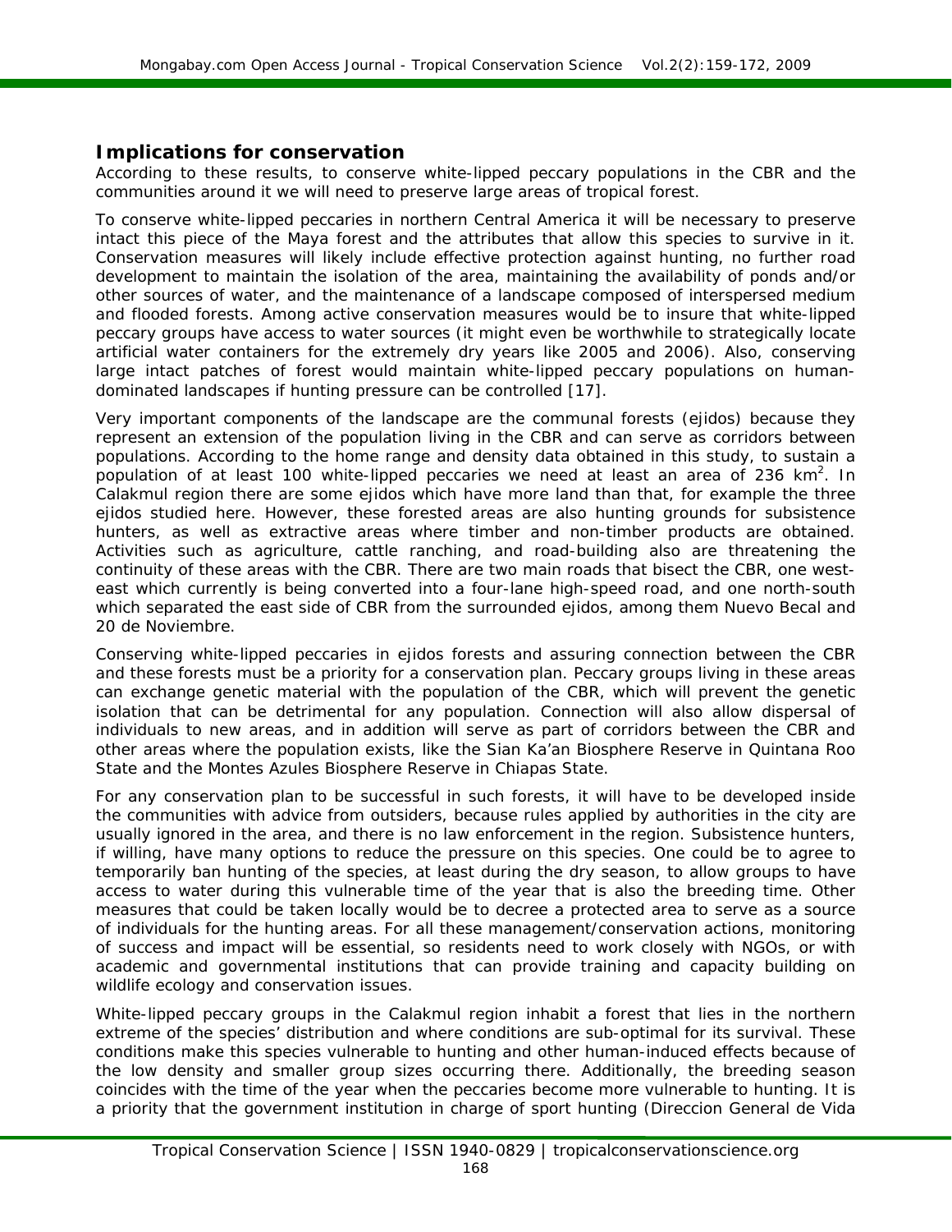## Implications for conservation

According to these results, to conserve white-lipped peccary populations in the CBR and the communities around it we will need to preserve large areas of tropical forest.

To conserve white-lipped peccaries in northern Central America it will be necessary to preserve intact this piece of the Maya forest and the attributes that allow this species to survive in it. Conservation measures will likely include effective protection against hunting, no further road development to maintain the isolation of the area, maintaining the availability of ponds and/or other sources of water, and the maintenance of a landscape composed of interspersed medium and flooded forests. Among active conservation measures would be to insure that white-lipped peccary groups have access to water sources (it might even be worthwhile to strategically locate artificial water containers for the extremely dry years like 2005 and 2006). Also, conserving large intact patches of forest would maintain white-lipped peccary populations on human-dominated landscapes if hunting pressure can be controlled [17].

Very important components of the landscape are the communal forests (ejidos) because they represent an extension of the population living in the CBR and can serve as corridors between populations. According to the home range and density data obtained in this study, to sustain a population of at least 100 white-lipped peccaries we need at least an area of 236 km$^2$. In Calakmul region there are some ejidos which have more land than that, for example the three ejidos studied here. However, these forested areas are also hunting grounds for subsistence hunters, as well as extractive areas where timber and non-timber products are obtained. Activities such as agriculture, cattle ranching, and road-building also are threatening the continuity of these areas with the CBR. There are two main roads that bisect the CBR, one west-east which currently is being converted into a four-lane high-speed road, and one north-south which separated the east side of CBR from the surrounded ejidos, among them Nuevo Becal and 20 de Noviembre.

Conserving white-lipped peccaries in ejidos forests and assuring connection between the CBR and these forests must be a priority for a conservation plan. Peccary groups living in these areas can exchange genetic material with the population of the CBR, which will prevent the genetic isolation that can be detrimental for any population. Connection will also allow dispersal of individuals to new areas, and in addition will serve as part of corridors between the CBR and other areas where the population exists, like the Sian Ka'an Biosphere Reserve in Quintana Roo State and the Montes Azules Biosphere Reserve in Chiapas State.

For any conservation plan to be successful in such forests, it will have to be developed inside the communities with advice from outsiders, because rules applied by authorities in the city are usually ignored in the area, and there is no law enforcement in the region. Subsistence hunters, if willing, have many options to reduce the pressure on this species. One could be to agree to temporarily ban hunting of the species, at least during the dry season, to allow groups to have access to water during this vulnerable time of the year that is also the breeding time. Other measures that could be taken locally would be to decree a protected area to serve as a source of individuals for the hunting areas. For all these management/conservation actions, monitoring of success and impact will be essential, so residents need to work closely with NGOs, or with academic and governmental institutions that can provide training and capacity building on wildlife ecology and conservation issues.

White-lipped peccary groups in the Calakmul region inhabit a forest that lies in the northern extreme of the species' distribution and where conditions are sub-optimal for its survival. These conditions make this species vulnerable to hunting and other human-induced effects because of the low density and smaller group sizes occurring there. Additionally, the breeding season coincides with the time of the year when the peccaries become more vulnerable to hunting. It is a priority that the government institution in charge of sport hunting (Direccion General de Vida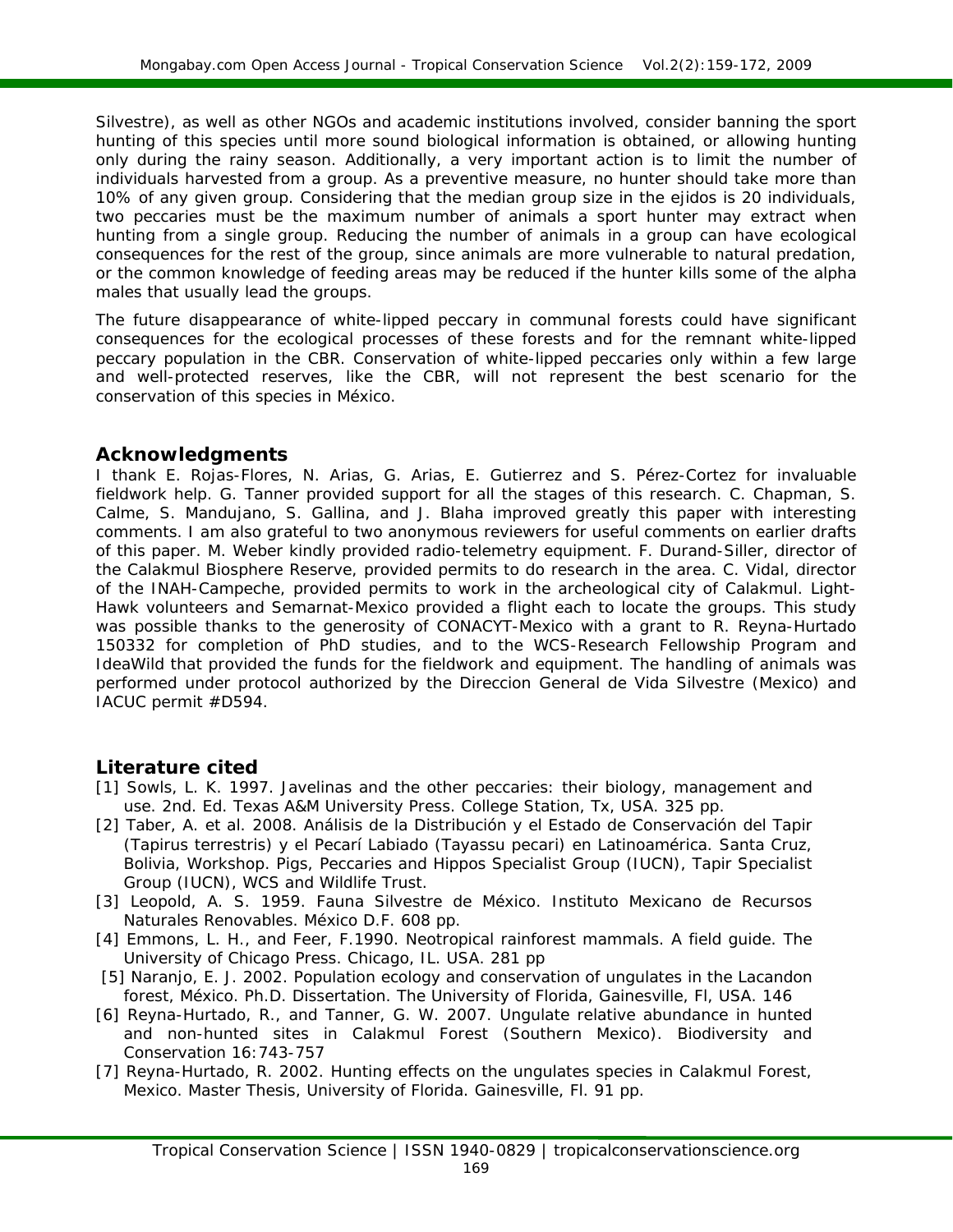Silvestre), as well as other NGOs and academic institutions involved, consider banning the sport hunting of this species until more sound biological information is obtained, or allowing hunting only during the rainy season. Additionally, a very important action is to limit the number of individuals harvested from a group. As a preventive measure, no hunter should take more than 10% of any given group. Considering that the median group size in the ejidos is 20 individuals, two peccaries must be the maximum number of animals a sport hunter may extract when hunting from a single group. Reducing the number of animals in a group can have ecological consequences for the rest of the group, since animals are more vulnerable to natural predation, or the common knowledge of feeding areas may be reduced if the hunter kills some of the alpha males that usually lead the groups.

The future disappearance of white-lipped peccary in communal forests could have significant consequences for the ecological processes of these forests and for the remnant white-lipped peccary population in the CBR. Conservation of white-lipped peccaries only within a few large and well-protected reserves, like the CBR, will not represent the best scenario for the conservation of this species in México.

## Acknowledgments

I thank E. Rojas-Flores, N. Arias, G. Arias, E. Gutierrez and S. Pérez-Cortez for invaluable fieldwork help. G. Tanner provided support for all the stages of this research. C. Chapman, S. Calme, S. Mandujano, S. Gallina, and J. Blaha improved greatly this paper with interesting comments. I am also grateful to two anonymous reviewers for useful comments on earlier drafts of this paper. M. Weber kindly provided radio-telemetry equipment. F. Durand-Siller, director of the Calakmul Biosphere Reserve, provided permits to do research in the area. C. Vidal, director of the INAH-Campeche, provided permits to work in the archeological city of Calakmul. Light-Hawk volunteers and Semarnat-Mexico provided a flight each to locate the groups. This study was possible thanks to the generosity of CONACYT-Mexico with a grant to R. Reyna-Hurtado 150332 for completion of PhD studies, and to the WCS-Research Fellowship Program and IdeaWild that provided the funds for the fieldwork and equipment. The handling of animals was performed under protocol authorized by the Direccion General de Vida Silvestre (Mexico) and IACUC permit #D594.

## Literature cited

[1] Sowls, L. K. 1997. Javelinas and the other peccaries: their biology, management and use. 2nd. Ed. Texas A&M University Press. College Station, Tx, USA. 325 pp.

[2] Taber, A. et al. 2008. Análisis de la Distribución y el Estado de Conservación del Tapir (Tapirus terrestris) y el Pecarí Labiado (Tayassu pecari) en Latinoamérica. Santa Cruz, Bolivia, Workshop. Pigs, Peccaries and Hippos Specialist Group (IUCN), Tapir Specialist Group (IUCN), WCS and Wildlife Trust.

[3] Leopold, A. S. 1959. Fauna Silvestre de México. Instituto Mexicano de Recursos Naturales Renovables. México D.F. 608 pp.

[4] Emmons, L. H., and Feer, F.1990. Neotropical rainforest mammals. A field guide. The University of Chicago Press. Chicago, IL. USA. 281 pp

[5] Naranjo, E. J. 2002. Population ecology and conservation of ungulates in the Lacandon forest, México. Ph.D. Dissertation. The University of Florida, Gainesville, Fl, USA. 146

[6] Reyna-Hurtado, R., and Tanner, G. W. 2007. Ungulate relative abundance in hunted and non-hunted sites in Calakmul Forest (Southern Mexico). Biodiversity and Conservation 16:743-757

[7] Reyna-Hurtado, R. 2002. Hunting effects on the ungulates species in Calakmul Forest, Mexico. Master Thesis, University of Florida. Gainesville, Fl. 91 pp.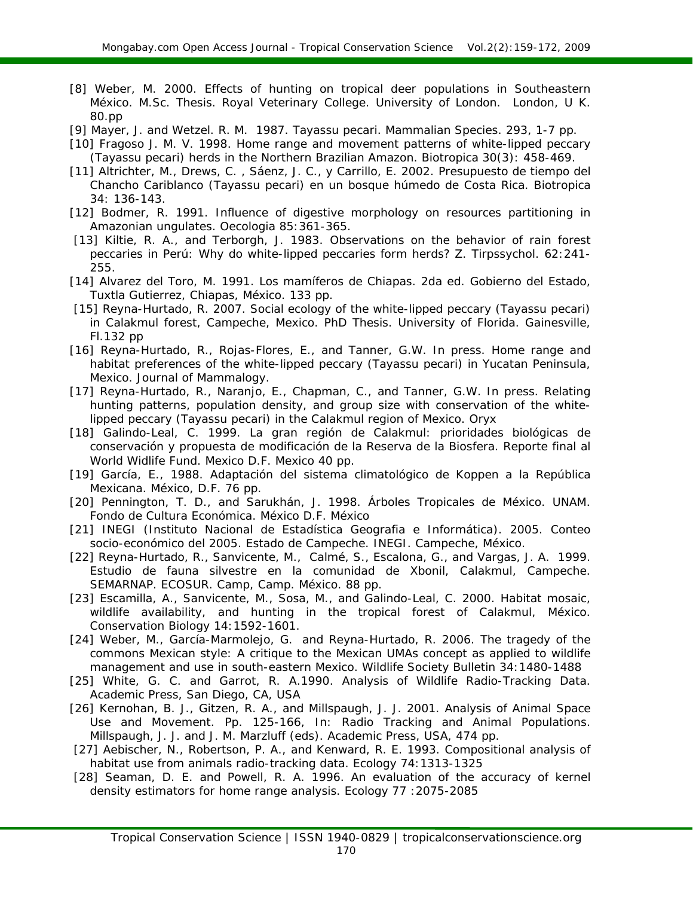[8] Weber, M. 2000. Effects of hunting on tropical deer populations in Southeastern México. M.Sc. Thesis. Royal Veterinary College. University of London. London, U K. 80.pp

[9] Mayer, J. and Wetzel. R. M. 1987. Tayassu pecari. Mammalian Species. 293, 1-7 pp.

[10] Fragoso J. M. V. 1998. Home range and movement patterns of white-lipped peccary (Tayassu pecari) herds in the Northern Brazilian Amazon. Biotropica 30(3): 458-469.

[11] Altrichter, M., Drews, C. , Sáenz, J. C., y Carrillo, E. 2002. Presupuesto de tiempo del Chancho Cariblanco (Tayassu pecari) en un bosque húmedo de Costa Rica. Biotropica 34: 136-143.

[12] Bodmer, R. 1991. Influence of digestive morphology on resources partitioning in Amazonian ungulates. Oecologia 85:361-365.

[13] Kiltie, R. A., and Terborgh, J. 1983. Observations on the behavior of rain forest peccaries in Perú: Why do white-lipped peccaries form herds? Z. Tirpssychol. 62:241-255.

[14] Alvarez del Toro, M. 1991. Los mamíferos de Chiapas. 2da ed. Gobierno del Estado, Tuxtla Gutierrez, Chiapas, México. 133 pp.

[15] Reyna-Hurtado, R. 2007. Social ecology of the white-lipped peccary (Tayassu pecari) in Calakmul forest, Campeche, Mexico. PhD Thesis. University of Florida. Gainesville, Fl.132 pp

[16] Reyna-Hurtado, R., Rojas-Flores, E., and Tanner, G.W. In press. Home range and habitat preferences of the white-lipped peccary (Tayassu pecari) in Yucatan Peninsula, Mexico. Journal of Mammalogy.

[17] Reyna-Hurtado, R., Naranjo, E., Chapman, C., and Tanner, G.W. In press. Relating hunting patterns, population density, and group size with conservation of the white-lipped peccary (Tayassu pecari) in the Calakmul region of Mexico. Oryx

[18] Galindo-Leal, C. 1999. La gran región de Calakmul: prioridades biológicas de conservación y propuesta de modificación de la Reserva de la Biosfera. Reporte final al World Widlife Fund. Mexico D.F. Mexico 40 pp.

[19] García, E., 1988. Adaptación del sistema climatológico de Koppen a la República Mexicana. México, D.F. 76 pp.

[20] Pennington, T. D., and Sarukhán, J. 1998. Árboles Tropicales de México. UNAM. Fondo de Cultura Económica. México D.F. México

[21] INEGI (Instituto Nacional de Estadística Geografia e Informática). 2005. Conteo socio-económico del 2005. Estado de Campeche. INEGI. Campeche, México.

[22] Reyna-Hurtado, R., Sanvicente, M., Calmé, S., Escalona, G., and Vargas, J. A. 1999. Estudio de fauna silvestre en la comunidad de Xbonil, Calakmul, Campeche. SEMARNAP. ECOSUR. Camp, Camp. México. 88 pp.

[23] Escamilla, A., Sanvicente, M., Sosa, M., and Galindo-Leal, C. 2000. Habitat mosaic, wildlife availability, and hunting in the tropical forest of Calakmul, México. Conservation Biology 14:1592-1601.

[24] Weber, M., García-Marmolejo, G. and Reyna-Hurtado, R. 2006. The tragedy of the commons Mexican style: A critique to the Mexican UMAs concept as applied to wildlife management and use in south-eastern Mexico. Wildlife Society Bulletin 34:1480-1488

[25] White, G. C. and Garrot, R. A.1990. Analysis of Wildlife Radio-Tracking Data. Academic Press, San Diego, CA, USA

[26] Kernohan, B. J., Gitzen, R. A., and Millspaugh, J. J. 2001. Analysis of Animal Space Use and Movement. Pp. 125-166, In: Radio Tracking and Animal Populations. Millspaugh, J. J. and J. M. Marzluff (eds). Academic Press, USA, 474 pp.

[27] Aebischer, N., Robertson, P. A., and Kenward, R. E. 1993. Compositional analysis of habitat use from animals radio-tracking data. Ecology 74:1313-1325

[28] Seaman, D. E. and Powell, R. A. 1996. An evaluation of the accuracy of kernel density estimators for home range analysis. Ecology 77 :2075-2085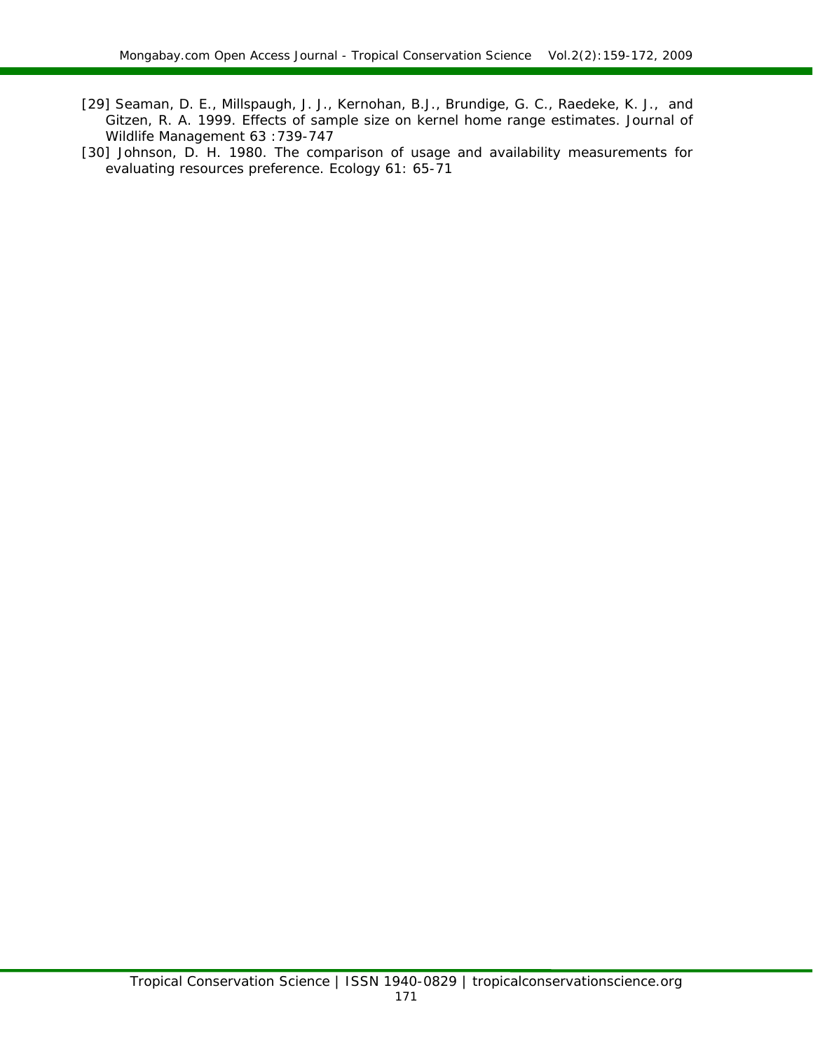[29] Seaman, D. E., Millspaugh, J. J., Kernohan, B.J., Brundige, G. C., Raedeke, K. J., and Gitzen, R. A. 1999. Effects of sample size on kernel home range estimates. Journal of Wildlife Management 63 :739-747

[30] Johnson, D. H. 1980. The comparison of usage and availability measurements for evaluating resources preference. Ecology 61: 65-71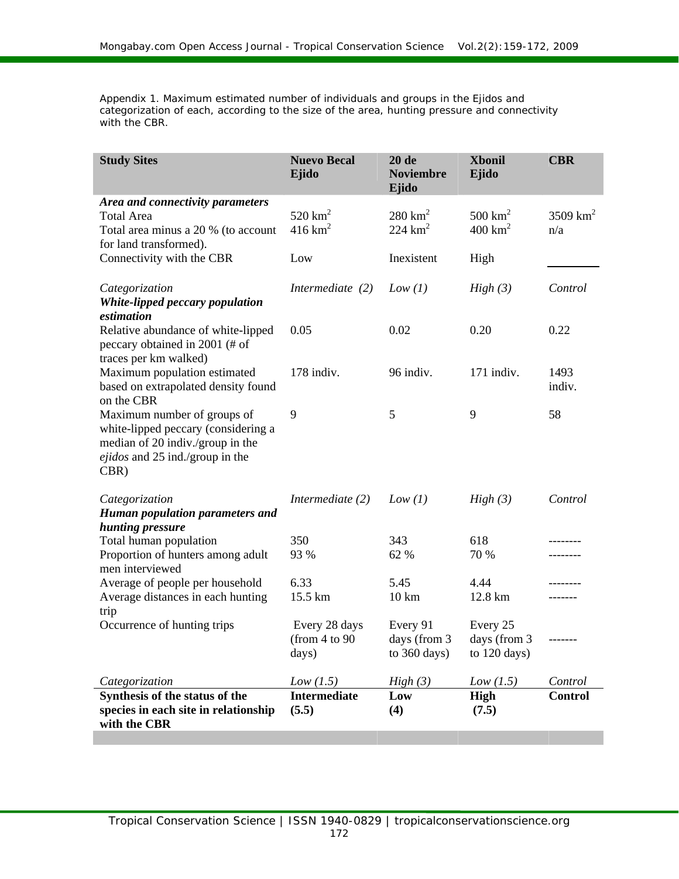Appendix 1. Maximum estimated number of individuals and groups in the Ejidos and categorization of each, according to the size of the area, hunting pressure and connectivity with the CBR.

| Study Sites | Nuevo Becal Ejido | 20 de Noviembre Ejido | Xbonil Ejido | CBR |
|---|---|---|---|---|
| ***Area and connectivity parameters*** | | | | |
| Total Area | 520 km$^2$ | 280 km$^2$ | 500 km$^2$ | 3509 km$^2$ |
| Total area minus a 20 % (to account for land transformed). | 416 km$^2$ | 224 km$^2$ | 400 km$^2$ | n/a |
| Connectivity with the CBR | Low | Inexistent | High | |
| *Categorization* | *Intermediate (2)* | *Low (1)* | *High (3)* | *Control* |
| ***White-lipped peccary population estimation*** | | | | |
| Relative abundance of white-lipped peccary obtained in 2001 (# of traces per km walked) | 0.05 | 0.02 | 0.20 | 0.22 |
| Maximum population estimated based on extrapolated density found on the CBR | 178 indiv. | 96 indiv. | 171 indiv. | 1493 indiv. |
| Maximum number of groups of white-lipped peccary (considering a median of 20 indiv./group in the *ejidos* and 25 ind./group in the CBR) | 9 | 5 | 9 | 58 |
| *Categorization* | *Intermediate (2)* | *Low (1)* | *High (3)* | *Control* |
| ***Human population parameters and hunting pressure*** | | | | |
| Total human population | 350 | 343 | 618 | -------- |
| Proportion of hunters among adult men interviewed | 93 % | 62 % | 70 % | -------- |
| Average of people per household | 6.33 | 5.45 | 4.44 | -------- |
| Average distances in each hunting trip | 15.5 km | 10 km | 12.8 km | ------- |
| Occurrence of hunting trips | Every 28 days (from 4 to 90 days) | Every 91 days (from 3 to 360 days) | Every 25 days (from 3 to 120 days) | ------- |
| *Categorization* | *Low (1.5)* | *High (3)* | *Low (1.5)* | *Control* |
| **Synthesis of the status of the species in each site in relationship with the CBR** | **Intermediate (5.5)** | **Low (4)** | **High (7.5)** | **Control** |